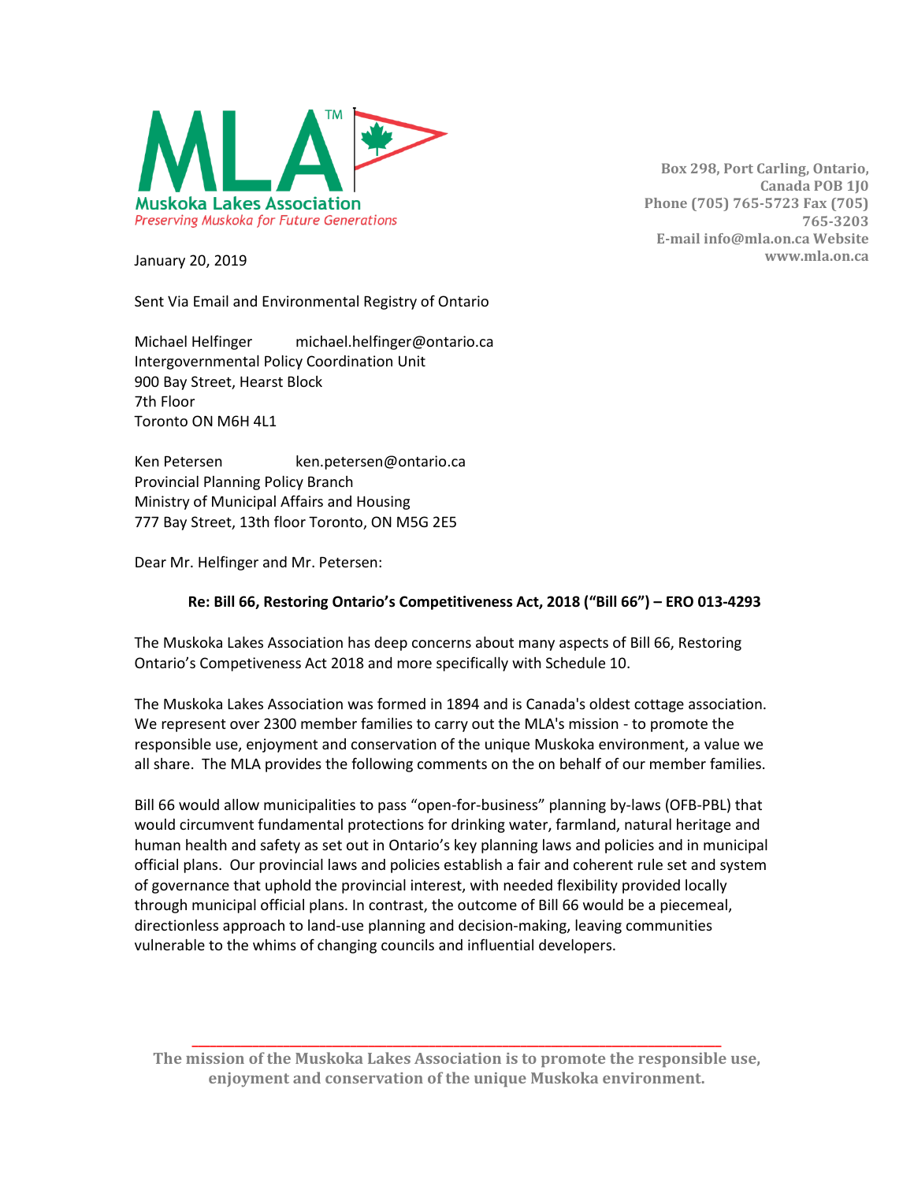**MLA™**
**Muskoka Lakes Association**
*Preserving Muskoka for Future Generations*

**Box 298, Port Carling, Ontario, Canada POB 1J0**
**Phone (705) 765-5723 Fax (705) 765-3203**
**E-mail info@mla.on.ca Website www.mla.on.ca**

January 20, 2019

Sent Via Email and Environmental Registry of Ontario

Michael Helfinger    michael.helfinger@ontario.ca
Intergovernmental Policy Coordination Unit
900 Bay Street, Hearst Block
7th Floor
Toronto ON M6H 4L1

Ken Petersen    ken.petersen@ontario.ca
Provincial Planning Policy Branch
Ministry of Municipal Affairs and Housing
777 Bay Street, 13th floor Toronto, ON M5G 2E5

Dear Mr. Helfinger and Mr. Petersen:

**Re: Bill 66, Restoring Ontario's Competitiveness Act, 2018 ("Bill 66") – ERO 013-4293**

The Muskoka Lakes Association has deep concerns about many aspects of Bill 66, Restoring Ontario's Competiveness Act 2018 and more specifically with Schedule 10.

The Muskoka Lakes Association was formed in 1894 and is Canada's oldest cottage association. We represent over 2300 member families to carry out the MLA's mission - to promote the responsible use, enjoyment and conservation of the unique Muskoka environment, a value we all share. The MLA provides the following comments on the on behalf of our member families.

Bill 66 would allow municipalities to pass "open-for-business" planning by-laws (OFB-PBL) that would circumvent fundamental protections for drinking water, farmland, natural heritage and human health and safety as set out in Ontario's key planning laws and policies and in municipal official plans. Our provincial laws and policies establish a fair and coherent rule set and system of governance that uphold the provincial interest, with needed flexibility provided locally through municipal official plans. In contrast, the outcome of Bill 66 would be a piecemeal, directionless approach to land-use planning and decision-making, leaving communities vulnerable to the whims of changing councils and influential developers.

**The mission of the Muskoka Lakes Association is to promote the responsible use, enjoyment and conservation of the unique Muskoka environment.**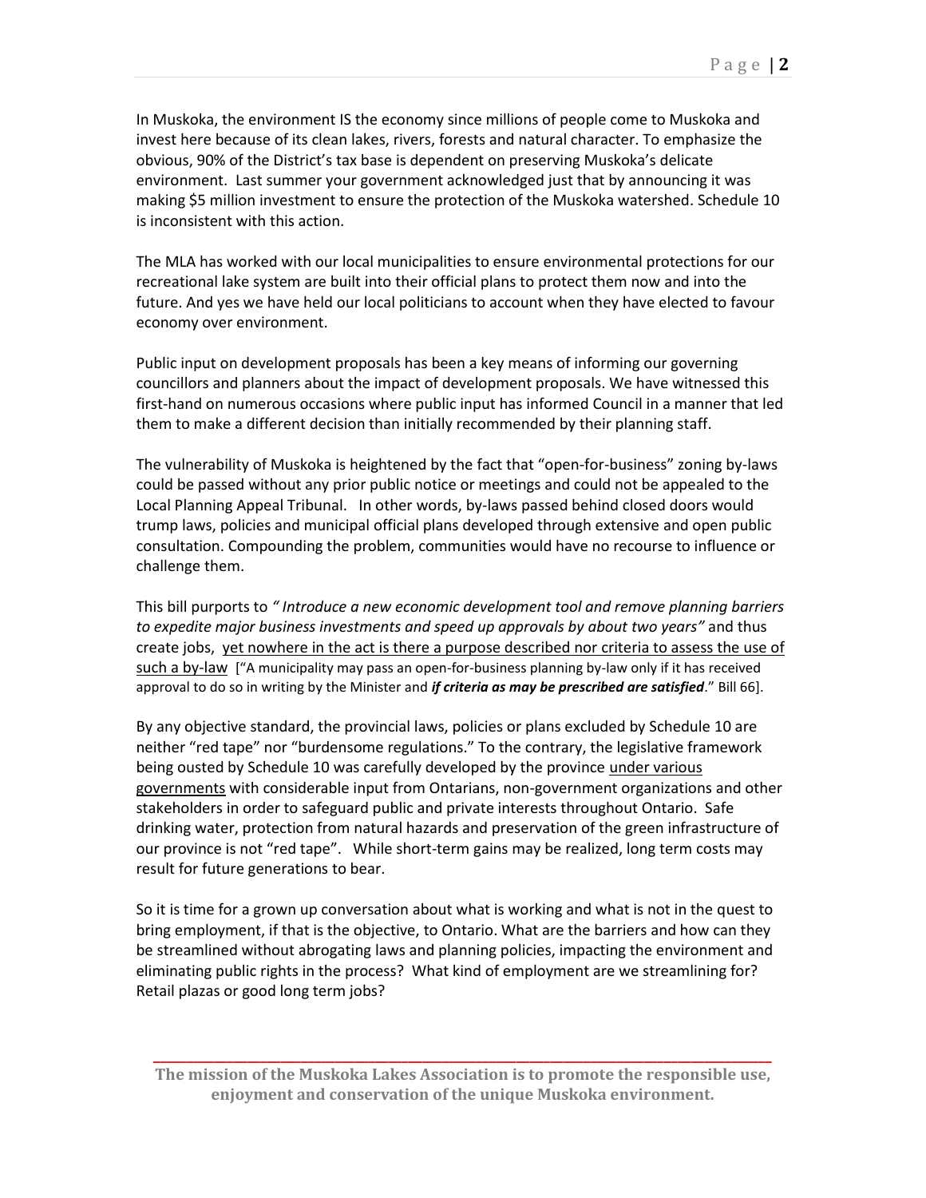In Muskoka, the environment IS the economy since millions of people come to Muskoka and invest here because of its clean lakes, rivers, forests and natural character. To emphasize the obvious, 90% of the District's tax base is dependent on preserving Muskoka's delicate environment. Last summer your government acknowledged just that by announcing it was making $5 million investment to ensure the protection of the Muskoka watershed. Schedule 10 is inconsistent with this action.

The MLA has worked with our local municipalities to ensure environmental protections for our recreational lake system are built into their official plans to protect them now and into the future. And yes we have held our local politicians to account when they have elected to favour economy over environment.

Public input on development proposals has been a key means of informing our governing councillors and planners about the impact of development proposals. We have witnessed this first-hand on numerous occasions where public input has informed Council in a manner that led them to make a different decision than initially recommended by their planning staff.

The vulnerability of Muskoka is heightened by the fact that "open-for-business" zoning by-laws could be passed without any prior public notice or meetings and could not be appealed to the Local Planning Appeal Tribunal. In other words, by-laws passed behind closed doors would trump laws, policies and municipal official plans developed through extensive and open public consultation. Compounding the problem, communities would have no recourse to influence or challenge them.

This bill purports to *" Introduce a new economic development tool and remove planning barriers to expedite major business investments and speed up approvals by about two years"* and thus create jobs, <u>yet nowhere in the act is there a purpose described nor criteria to assess the use of such a by-law</u> ["A municipality may pass an open-for-business planning by-law only if it has received approval to do so in writing by the Minister and ***if criteria as may be prescribed are satisfied***." Bill 66].

By any objective standard, the provincial laws, policies or plans excluded by Schedule 10 are neither "red tape" nor "burdensome regulations." To the contrary, the legislative framework being ousted by Schedule 10 was carefully developed by the province <u>under various governments</u> with considerable input from Ontarians, non-government organizations and other stakeholders in order to safeguard public and private interests throughout Ontario. Safe drinking water, protection from natural hazards and preservation of the green infrastructure of our province is not "red tape". While short-term gains may be realized, long term costs may result for future generations to bear.

So it is time for a grown up conversation about what is working and what is not in the quest to bring employment, if that is the objective, to Ontario. What are the barriers and how can they be streamlined without abrogating laws and planning policies, impacting the environment and eliminating public rights in the process? What kind of employment are we streamlining for? Retail plazas or good long term jobs?

**The mission of the Muskoka Lakes Association is to promote the responsible use, enjoyment and conservation of the unique Muskoka environment.**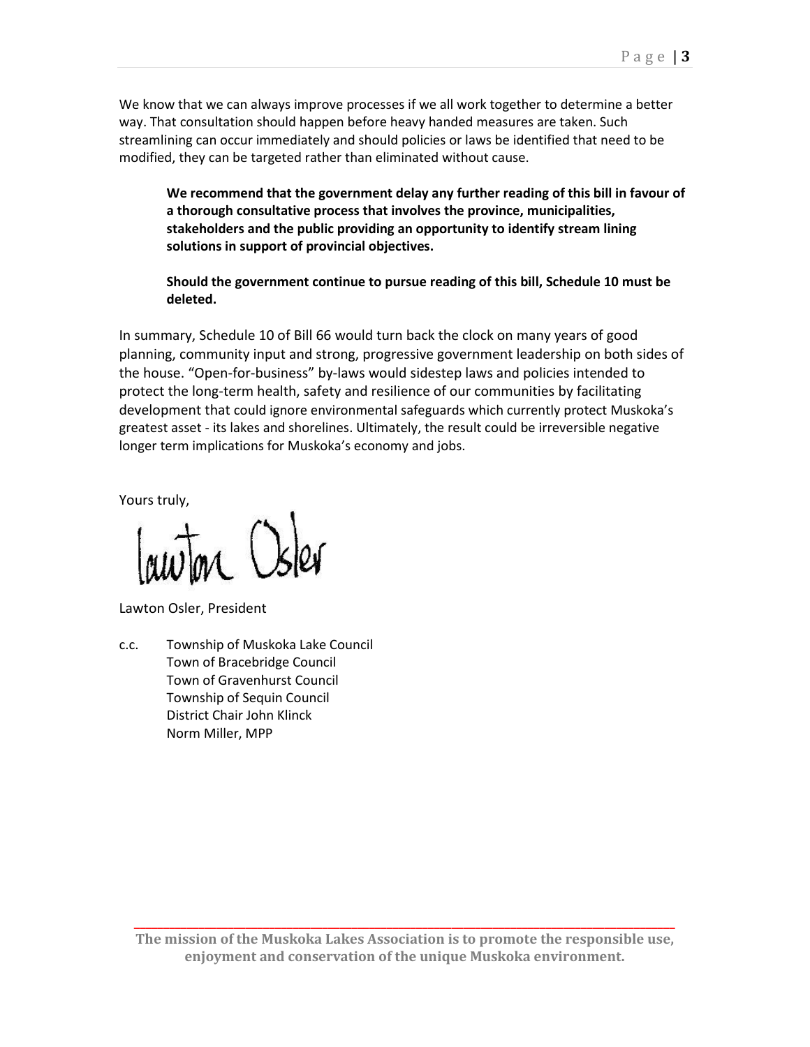We know that we can always improve processes if we all work together to determine a better way. That consultation should happen before heavy handed measures are taken. Such streamlining can occur immediately and should policies or laws be identified that need to be modified, they can be targeted rather than eliminated without cause.

> **We recommend that the government delay any further reading of this bill in favour of a thorough consultative process that involves the province, municipalities, stakeholders and the public providing an opportunity to identify stream lining solutions in support of provincial objectives.**
>
> **Should the government continue to pursue reading of this bill, Schedule 10 must be deleted.**

In summary, Schedule 10 of Bill 66 would turn back the clock on many years of good planning, community input and strong, progressive government leadership on both sides of the house. "Open-for-business" by-laws would sidestep laws and policies intended to protect the long-term health, safety and resilience of our communities by facilitating development that could ignore environmental safeguards which currently protect Muskoka's greatest asset - its lakes and shorelines. Ultimately, the result could be irreversible negative longer term implications for Muskoka's economy and jobs.

Yours truly,

Lawton Osler

Lawton Osler, President

c.c. Township of Muskoka Lake Council
Town of Bracebridge Council
Town of Gravenhurst Council
Township of Sequin Council
District Chair John Klinck
Norm Miller, MPP

**The mission of the Muskoka Lakes Association is to promote the responsible use, enjoyment and conservation of the unique Muskoka environment.**